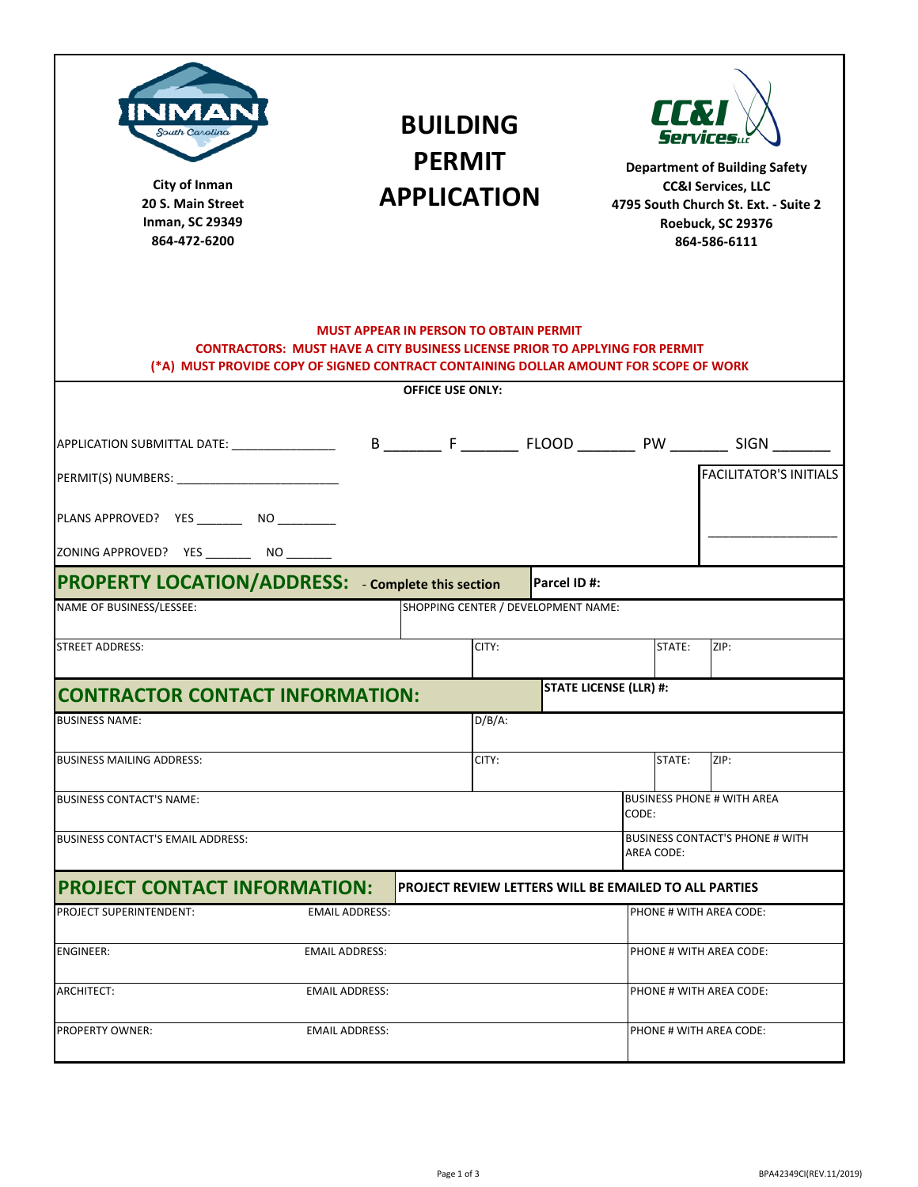City of Inman
20 S. Main Street
Inman, SC 29349
864-472-6200

# BUILDING PERMIT APPLICATION

**Department of Building Safety**
**CC&I Services, LLC**
**4795 South Church St. Ext. - Suite 2**
**Roebuck, SC 29376**
**864-586-6111**

**MUST APPEAR IN PERSON TO OBTAIN PERMIT**
**CONTRACTORS: MUST HAVE A CITY BUSINESS LICENSE PRIOR TO APPLYING FOR PERMIT**
**(*A) MUST PROVIDE COPY OF SIGNED CONTRACT CONTAINING DOLLAR AMOUNT FOR SCOPE OF WORK**

**OFFICE USE ONLY:**

APPLICATION SUBMITTAL DATE: _______________ B _______ F _______ FLOOD _______ PW _______ SIGN _______

PERMIT(S) NUMBERS: ________________________

PLANS APPROVED? YES _______ NO ________

ZONING APPROVED? YES _______ NO _______

FACILITATOR'S INITIALS ________________

## PROPERTY LOCATION/ADDRESS: - Complete this section

| Parcel ID #: | | | |
|---|---|---|---|
| NAME OF BUSINESS/LESSEE: | SHOPPING CENTER / DEVELOPMENT NAME: | | |
| STREET ADDRESS: | CITY: | STATE: | ZIP: |

## CONTRACTOR CONTACT INFORMATION:

| STATE LICENSE (LLR) #: | | | |
|---|---|---|---|
| BUSINESS NAME: | D/B/A: | | |
| BUSINESS MAILING ADDRESS: | CITY: | STATE: | ZIP: |
| BUSINESS CONTACT'S NAME: | BUSINESS PHONE # WITH AREA CODE: | | |
| BUSINESS CONTACT'S EMAIL ADDRESS: | BUSINESS CONTACT'S PHONE # WITH AREA CODE: | | |

## PROJECT CONTACT INFORMATION: PROJECT REVIEW LETTERS WILL BE EMAILED TO ALL PARTIES

| | | |
|---|---|---|
| PROJECT SUPERINTENDENT: | EMAIL ADDRESS: | PHONE # WITH AREA CODE: |
| ENGINEER: | EMAIL ADDRESS: | PHONE # WITH AREA CODE: |
| ARCHITECT: | EMAIL ADDRESS: | PHONE # WITH AREA CODE: |
| PROPERTY OWNER: | EMAIL ADDRESS: | PHONE # WITH AREA CODE: |

BPA42349CI(REV.11/2019)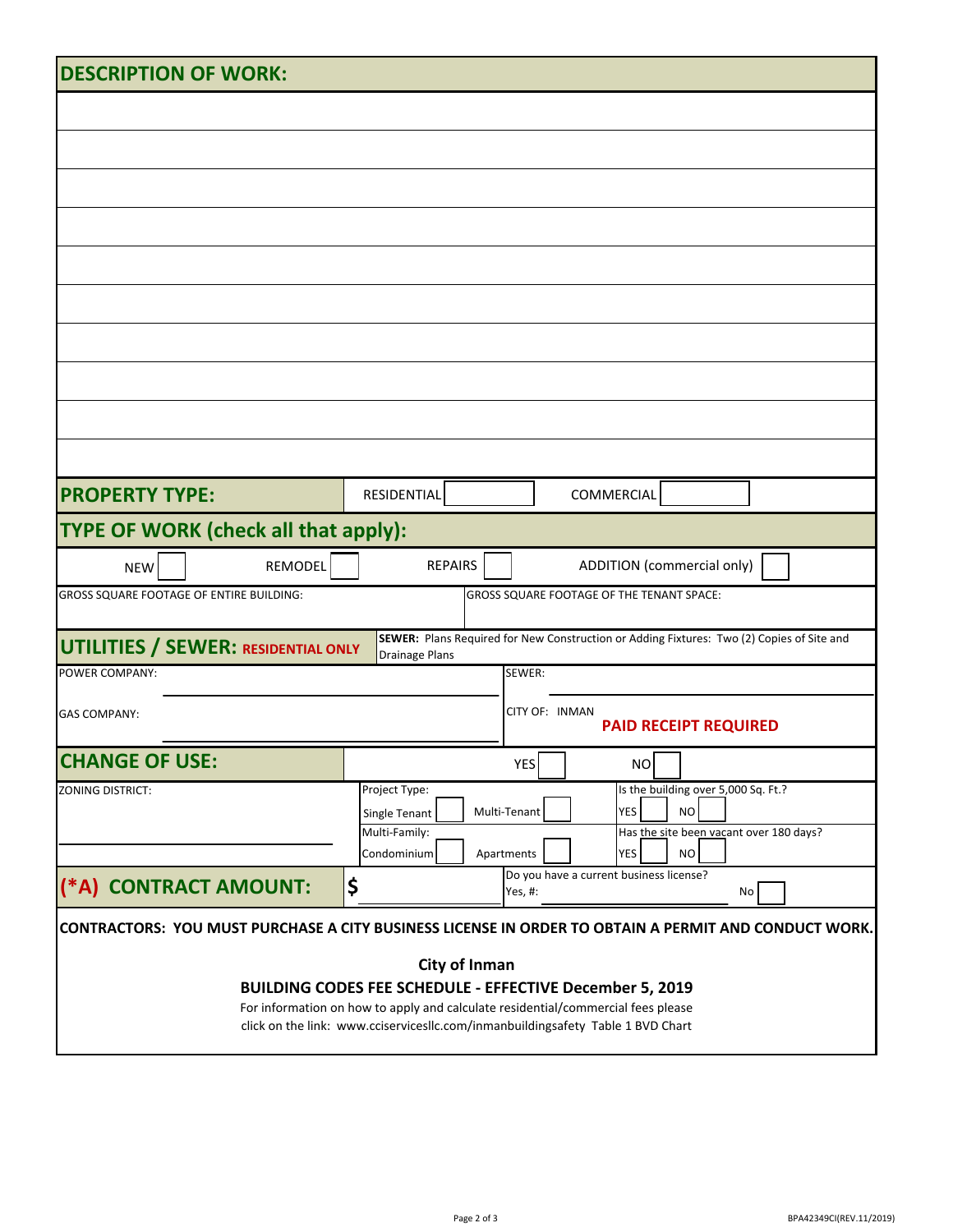## DESCRIPTION OF WORK:

## PROPERTY TYPE:

RESIDENTIAL ☐ COMMERCIAL ☐

## TYPE OF WORK (check all that apply):

NEW ☐ REMODEL ☐ REPAIRS ☐ ADDITION (commercial only) ☐

GROSS SQUARE FOOTAGE OF ENTIRE BUILDING:

GROSS SQUARE FOOTAGE OF THE TENANT SPACE:

## UTILITIES / SEWER: RESIDENTIAL ONLY

**SEWER:** Plans Required for New Construction or Adding Fixtures: Two (2) Copies of Site and Drainage Plans

POWER COMPANY: ______________________

SEWER: ______________________

GAS COMPANY: ______________________

CITY OF: INMAN

**PAID RECEIPT REQUIRED**

## CHANGE OF USE:

YES ☐ NO ☐

ZONING DISTRICT: ______________________

Project Type:
Single Tenant ☐ Multi-Tenant ☐

Multi-Family:
Condominium ☐ Apartments ☐

Is the building over 5,000 Sq. Ft.?
YES ☐ NO ☐

Has the site been vacant over 180 days?
YES ☐ NO ☐

## (*A) CONTRACT AMOUNT: $ ______________________

Do you have a current business license?
Yes, #: ______________________ No ☐

**CONTRACTORS: YOU MUST PURCHASE A CITY BUSINESS LICENSE IN ORDER TO OBTAIN A PERMIT AND CONDUCT WORK.**

**City of Inman**

**BUILDING CODES FEE SCHEDULE - EFFECTIVE December 5, 2019**

For information on how to apply and calculate residential/commercial fees please click on the link: www.cciservicesllc.com/inmanbuildingsafety Table 1 BVD Chart

BPA42349CI(REV.11/2019)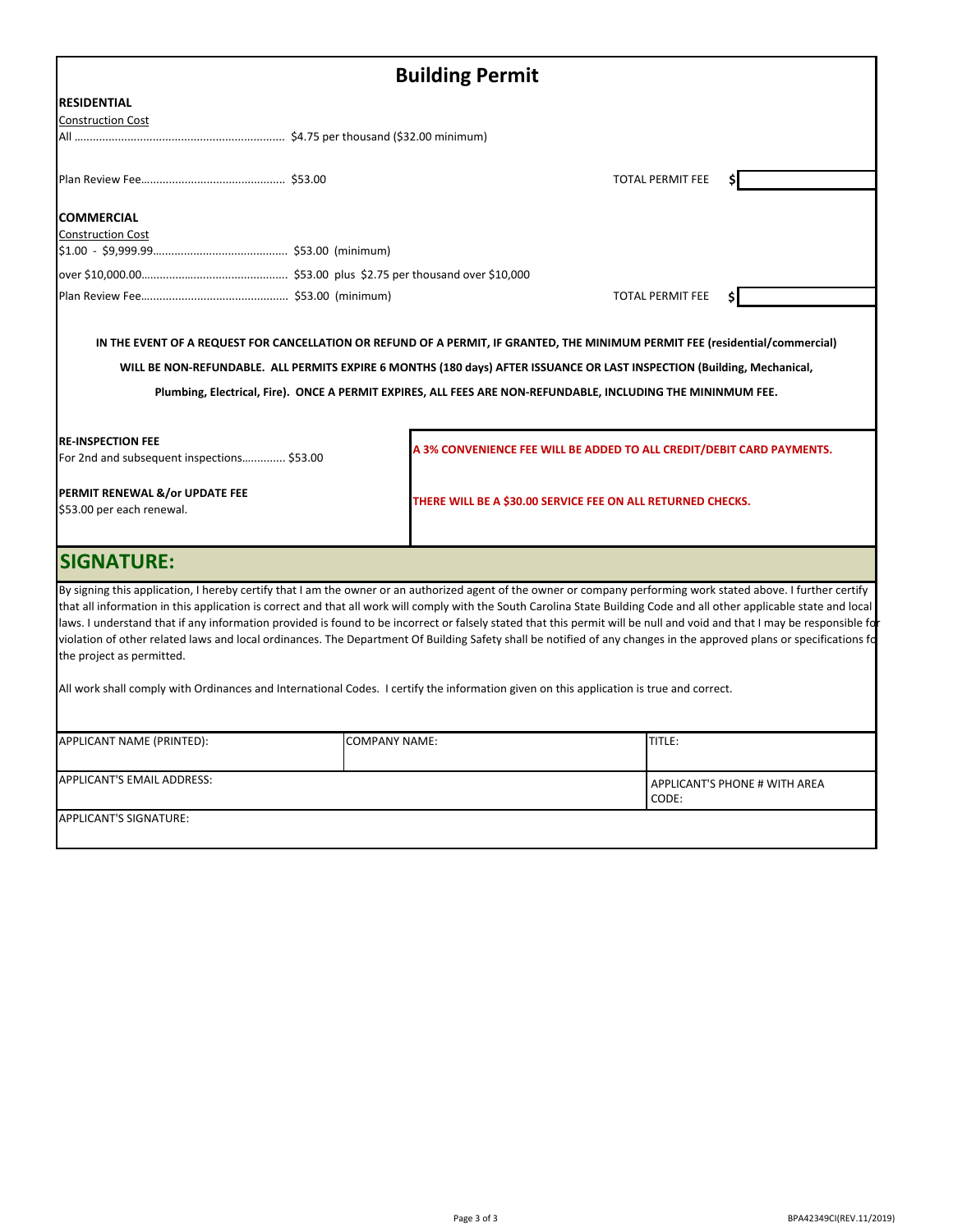# Building Permit

**RESIDENTIAL**

Construction Cost

All ................................................................. $4.75 per thousand ($32.00 minimum)

Plan Review Fee............................................. $53.00

TOTAL PERMIT FEE **$**

**COMMERCIAL**

Construction Cost

$1.00 - $9,999.99.......................................... $53.00 (minimum)

over $10,000.00.............................................. $53.00 plus $2.75 per thousand over $10,000

Plan Review Fee.............................................. $53.00 (minimum)

TOTAL PERMIT FEE **$**

**IN THE EVENT OF A REQUEST FOR CANCELLATION OR REFUND OF A PERMIT, IF GRANTED, THE MINIMUM PERMIT FEE (residential/commercial) WILL BE NON-REFUNDABLE. ALL PERMITS EXPIRE 6 MONTHS (180 days) AFTER ISSUANCE OR LAST INSPECTION (Building, Mechanical, Plumbing, Electrical, Fire). ONCE A PERMIT EXPIRES, ALL FEES ARE NON-REFUNDABLE, INCLUDING THE MININMUM FEE.**

**RE-INSPECTION FEE**

For 2nd and subsequent inspections............. $53.00

**PERMIT RENEWAL &/or UPDATE FEE**

$53.00 per each renewal.

**A 3% CONVENIENCE FEE WILL BE ADDED TO ALL CREDIT/DEBIT CARD PAYMENTS.**

**THERE WILL BE A $30.00 SERVICE FEE ON ALL RETURNED CHECKS.**

## SIGNATURE:

By signing this application, I hereby certify that I am the owner or an authorized agent of the owner or company performing work stated above. I further certify that all information in this application is correct and that all work will comply with the South Carolina State Building Code and all other applicable state and local laws. I understand that if any information provided is found to be incorrect or falsely stated that this permit will be null and void and that I may be responsible for violation of other related laws and local ordinances. The Department Of Building Safety shall be notified of any changes in the approved plans or specifications for the project as permitted.

All work shall comply with Ordinances and International Codes. I certify the information given on this application is true and correct.

| | | |
|---|---|---|
| APPLICANT NAME (PRINTED): | COMPANY NAME: | TITLE: |
| APPLICANT'S EMAIL ADDRESS: | | APPLICANT'S PHONE # WITH AREA CODE: |
| APPLICANT'S SIGNATURE: | | |

BPA42349CI(REV.11/2019)